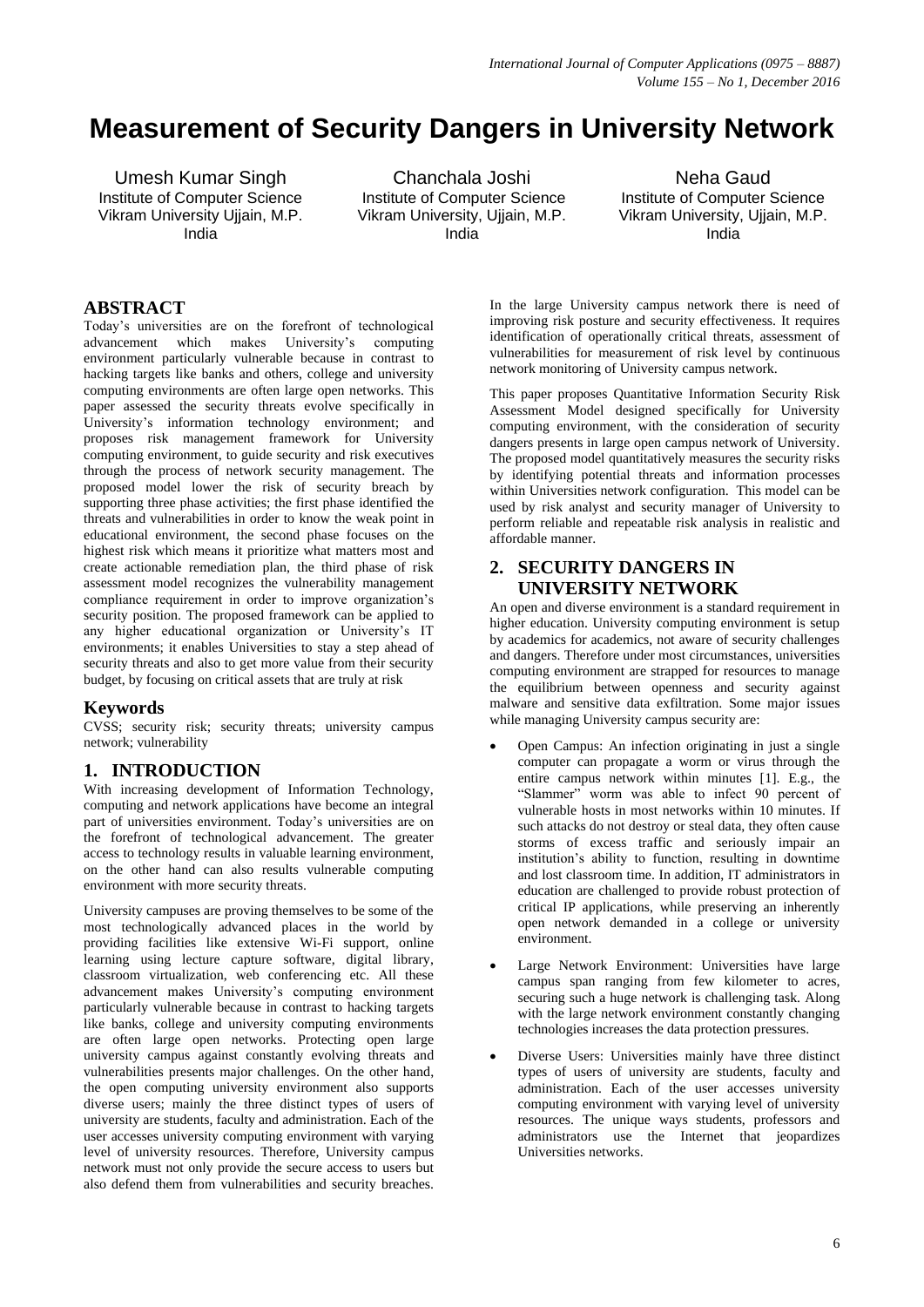# Measurement of Security Dangers in University Network

Umesh Kumar Singh
Institute of Computer Science
Vikram University Ujjain, M.P. India

Chanchala Joshi
Institute of Computer Science
Vikram University, Ujjain, M.P. India

Neha Gaud
Institute of Computer Science
Vikram University, Ujjain, M.P. India

## ABSTRACT

Today's universities are on the forefront of technological advancement which makes University's computing environment particularly vulnerable because in contrast to hacking targets like banks and others, college and university computing environments are often large open networks. This paper assessed the security threats evolve specifically in University's information technology environment; and proposes risk management framework for University computing environment, to guide security and risk executives through the process of network security management. The proposed model lower the risk of security breach by supporting three phase activities; the first phase identified the threats and vulnerabilities in order to know the weak point in educational environment, the second phase focuses on the highest risk which means it prioritize what matters most and create actionable remediation plan, the third phase of risk assessment model recognizes the vulnerability management compliance requirement in order to improve organization's security position. The proposed framework can be applied to any higher educational organization or University's IT environments; it enables Universities to stay a step ahead of security threats and also to get more value from their security budget, by focusing on critical assets that are truly at risk

### Keywords

CVSS; security risk; security threats; university campus network; vulnerability

## 1. INTRODUCTION

With increasing development of Information Technology, computing and network applications have become an integral part of universities environment. Today's universities are on the forefront of technological advancement. The greater access to technology results in valuable learning environment, on the other hand can also results vulnerable computing environment with more security threats.

University campuses are proving themselves to be some of the most technologically advanced places in the world by providing facilities like extensive Wi-Fi support, online learning using lecture capture software, digital library, classroom virtualization, web conferencing etc. All these advancement makes University's computing environment particularly vulnerable because in contrast to hacking targets like banks, college and university computing environments are often large open networks. Protecting open large university campus against constantly evolving threats and vulnerabilities presents major challenges. On the other hand, the open computing university environment also supports diverse users; mainly the three distinct types of users of university are students, faculty and administration. Each of the user accesses university computing environment with varying level of university resources. Therefore, University campus network must not only provide the secure access to users but also defend them from vulnerabilities and security breaches.

In the large University campus network there is need of improving risk posture and security effectiveness. It requires identification of operationally critical threats, assessment of vulnerabilities for measurement of risk level by continuous network monitoring of University campus network.

This paper proposes Quantitative Information Security Risk Assessment Model designed specifically for University computing environment, with the consideration of security dangers presents in large open campus network of University. The proposed model quantitatively measures the security risks by identifying potential threats and information processes within Universities network configuration. This model can be used by risk analyst and security manager of University to perform reliable and repeatable risk analysis in realistic and affordable manner.

## 2. SECURITY DANGERS IN UNIVERSITY NETWORK

An open and diverse environment is a standard requirement in higher education. University computing environment is setup by academics for academics, not aware of security challenges and dangers. Therefore under most circumstances, universities computing environment are strapped for resources to manage the equilibrium between openness and security against malware and sensitive data exfiltration. Some major issues while managing University campus security are:

- Open Campus: An infection originating in just a single computer can propagate a worm or virus through the entire campus network within minutes [1]. E.g., the "Slammer" worm was able to infect 90 percent of vulnerable hosts in most networks within 10 minutes. If such attacks do not destroy or steal data, they often cause storms of excess traffic and seriously impair an institution's ability to function, resulting in downtime and lost classroom time. In addition, IT administrators in education are challenged to provide robust protection of critical IP applications, while preserving an inherently open network demanded in a college or university environment.
- Large Network Environment: Universities have large campus span ranging from few kilometer to acres, securing such a huge network is challenging task. Along with the large network environment constantly changing technologies increases the data protection pressures.
- Diverse Users: Universities mainly have three distinct types of users of university are students, faculty and administration. Each of the user accesses university computing environment with varying level of university resources. The unique ways students, professors and administrators use the Internet that jeopardizes Universities networks.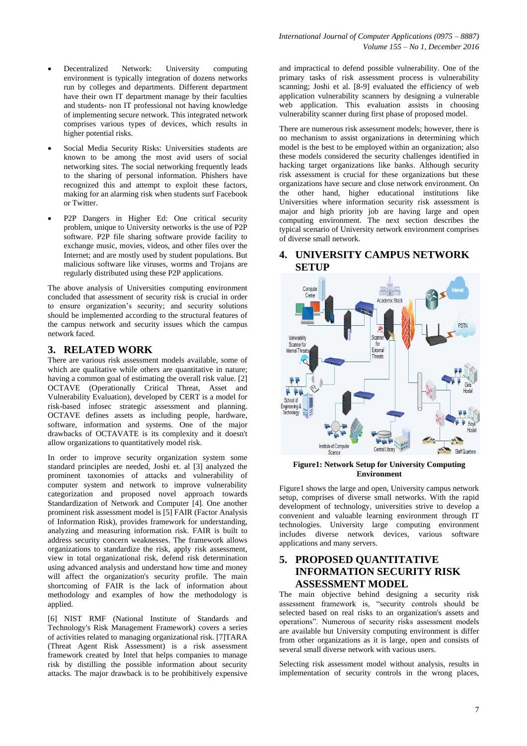- Decentralized Network: University computing environment is typically integration of dozens networks run by colleges and departments. Different department have their own IT department manage by their faculties and students- non IT professional not having knowledge of implementing secure network. This integrated network comprises various types of devices, which results in higher potential risks.
- Social Media Security Risks: Universities students are known to be among the most avid users of social networking sites. The social networking frequently leads to the sharing of personal information. Phishers have recognized this and attempt to exploit these factors, making for an alarming risk when students surf Facebook or Twitter.
- P2P Dangers in Higher Ed: One critical security problem, unique to University networks is the use of P2P software. P2P file sharing software provide facility to exchange music, movies, videos, and other files over the Internet; and are mostly used by student populations. But malicious software like viruses, worms and Trojans are regularly distributed using these P2P applications.

The above analysis of Universities computing environment concluded that assessment of security risk is crucial in order to ensure organization's security; and security solutions should be implemented according to the structural features of the campus network and security issues which the campus network faced.

## 3. RELATED WORK

There are various risk assessment models available, some of which are qualitative while others are quantitative in nature; having a common goal of estimating the overall risk value. [2] OCTAVE (Operationally Critical Threat, Asset and Vulnerability Evaluation), developed by CERT is a model for risk-based infosec strategic assessment and planning. OCTAVE defines assets as including people, hardware, software, information and systems. One of the major drawbacks of OCTAVATE is its complexity and it doesn't allow organizations to quantitatively model risk.

In order to improve security organization system some standard principles are needed, Joshi et. al [3] analyzed the prominent taxonomies of attacks and vulnerability of computer system and network to improve vulnerability categorization and proposed novel approach towards Standardization of Network and Computer [4]. One another prominent risk assessment model is [5] FAIR (Factor Analysis of Information Risk), provides framework for understanding, analyzing and measuring information risk. FAIR is built to address security concern weaknesses. The framework allows organizations to standardize the risk, apply risk assessment, view in total organizational risk, defend risk determination using advanced analysis and understand how time and money will affect the organization's security profile. The main shortcoming of FAIR is the lack of information about methodology and examples of how the methodology is applied.

[6] NIST RMF (National Institute of Standards and Technology's Risk Management Framework) covers a series of activities related to managing organizational risk. [7]TARA (Threat Agent Risk Assessment) is a risk assessment framework created by Intel that helps companies to manage risk by distilling the possible information about security attacks. The major drawback is to be prohibitively expensive and impractical to defend possible vulnerability. One of the primary tasks of risk assessment process is vulnerability scanning; Joshi et al. [8-9] evaluated the efficiency of web application vulnerability scanners by designing a vulnerable web application. This evaluation assists in choosing vulnerability scanner during first phase of proposed model.

There are numerous risk assessment models; however, there is no mechanism to assist organizations in determining which model is the best to be employed within an organization; also these models considered the security challenges identified in hacking target organizations like banks. Although security risk assessment is crucial for these organizations but these organizations have secure and close network environment. On the other hand, higher educational institutions like Universities where information security risk assessment is major and high priority job are having large and open computing environment. The next section describes the typical scenario of University network environment comprises of diverse small network.

## 4. UNIVERSITY CAMPUS NETWORK SETUP

**Figure1: Network Setup for University Computing Environment**

Figure1 shows the large and open, University campus network setup, comprises of diverse small networks. With the rapid development of technology, universities strive to develop a convenient and valuable learning environment through IT technologies. University large computing environment includes diverse network devices, various software applications and many servers.

## 5. PROPOSED QUANTITATIVE INFORMATION SECURITY RISK ASSESSMENT MODEL

The main objective behind designing a security risk assessment framework is, "security controls should be selected based on real risks to an organization's assets and operations". Numerous of security risks assessment models are available but University computing environment is differ from other organizations as it is large, open and consists of several small diverse network with various users.

Selecting risk assessment model without analysis, results in implementation of security controls in the wrong places,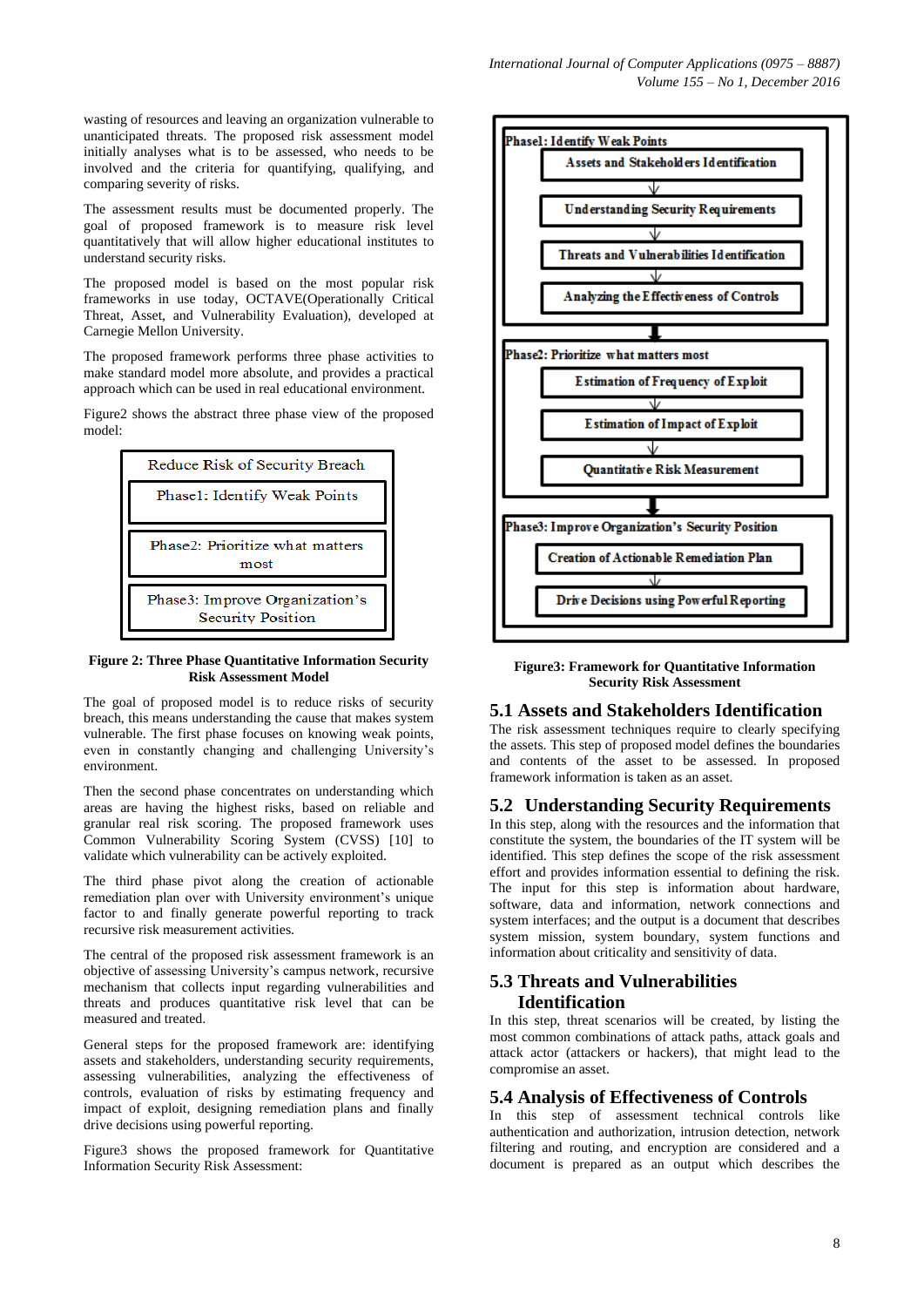wasting of resources and leaving an organization vulnerable to unanticipated threats. The proposed risk assessment model initially analyses what is to be assessed, who needs to be involved and the criteria for quantifying, qualifying, and comparing severity of risks.

The assessment results must be documented properly. The goal of proposed framework is to measure risk level quantitatively that will allow higher educational institutes to understand security risks.

The proposed model is based on the most popular risk frameworks in use today, OCTAVE(Operationally Critical Threat, Asset, and Vulnerability Evaluation), developed at Carnegie Mellon University.

The proposed framework performs three phase activities to make standard model more absolute, and provides a practical approach which can be used in real educational environment.

Figure2 shows the abstract three phase view of the proposed model:

Reduce Risk of Security Breach

Phase1: Identify Weak Points

Phase2: Prioritize what matters most

Phase3: Improve Organization's Security Position

**Figure 2: Three Phase Quantitative Information Security Risk Assessment Model**

The goal of proposed model is to reduce risks of security breach, this means understanding the cause that makes system vulnerable. The first phase focuses on knowing weak points, even in constantly changing and challenging University's environment.

Then the second phase concentrates on understanding which areas are having the highest risks, based on reliable and granular real risk scoring. The proposed framework uses Common Vulnerability Scoring System (CVSS) [10] to validate which vulnerability can be actively exploited.

The third phase pivot along the creation of actionable remediation plan over with University environment's unique factor to and finally generate powerful reporting to track recursive risk measurement activities.

The central of the proposed risk assessment framework is an objective of assessing University's campus network, recursive mechanism that collects input regarding vulnerabilities and threats and produces quantitative risk level that can be measured and treated.

General steps for the proposed framework are: identifying assets and stakeholders, understanding security requirements, assessing vulnerabilities, analyzing the effectiveness of controls, evaluation of risks by estimating frequency and impact of exploit, designing remediation plans and finally drive decisions using powerful reporting.

Figure3 shows the proposed framework for Quantitative Information Security Risk Assessment:

Phase1: Identify Weak Points
- Assets and Stakeholders Identification
- Understanding Security Requirements
- Threats and Vulnerabilities Identification
- Analyzing the Effectiveness of Controls

Phase2: Prioritize what matters most
- Estimation of Frequency of Exploit
- Estimation of Impact of Exploit
- Quantitative Risk Measurement

Phase3: Improve Organization's Security Position
- Creation of Actionable Remediation Plan
- Drive Decisions using Powerful Reporting

**Figure3: Framework for Quantitative Information Security Risk Assessment**

## 5.1 Assets and Stakeholders Identification

The risk assessment techniques require to clearly specifying the assets. This step of proposed model defines the boundaries and contents of the asset to be assessed. In proposed framework information is taken as an asset.

## 5.2 Understanding Security Requirements

In this step, along with the resources and the information that constitute the system, the boundaries of the IT system will be identified. This step defines the scope of the risk assessment effort and provides information essential to defining the risk. The input for this step is information about hardware, software, data and information, network connections and system interfaces; and the output is a document that describes system mission, system boundary, system functions and information about criticality and sensitivity of data.

## 5.3 Threats and Vulnerabilities Identification

In this step, threat scenarios will be created, by listing the most common combinations of attack paths, attack goals and attack actor (attackers or hackers), that might lead to the compromise an asset.

## 5.4 Analysis of Effectiveness of Controls

In this step of assessment technical controls like authentication and authorization, intrusion detection, network filtering and routing, and encryption are considered and a document is prepared as an output which describes the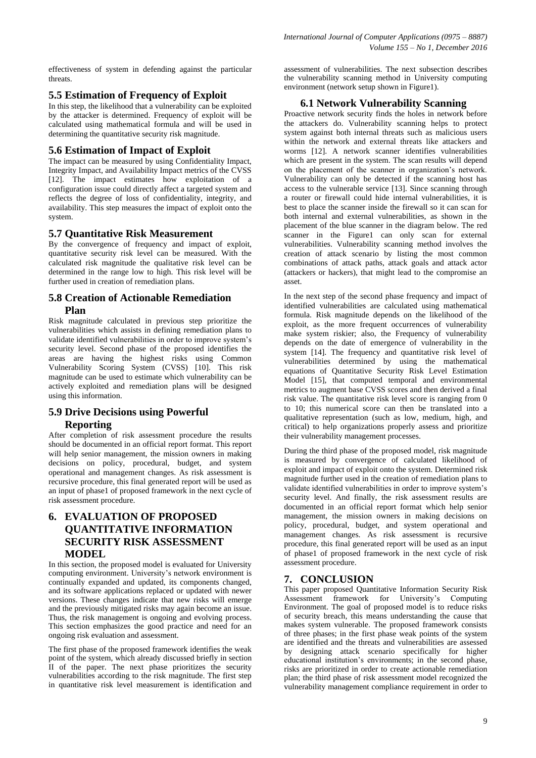effectiveness of system in defending against the particular threats.

### 5.5 Estimation of Frequency of Exploit

In this step, the likelihood that a vulnerability can be exploited by the attacker is determined. Frequency of exploit will be calculated using mathematical formula and will be used in determining the quantitative security risk magnitude.

### 5.6 Estimation of Impact of Exploit

The impact can be measured by using Confidentiality Impact, Integrity Impact, and Availability Impact metrics of the CVSS [12]. The impact estimates how exploitation of a configuration issue could directly affect a targeted system and reflects the degree of loss of confidentiality, integrity, and availability. This step measures the impact of exploit onto the system.

### 5.7 Quantitative Risk Measurement

By the convergence of frequency and impact of exploit, quantitative security risk level can be measured. With the calculated risk magnitude the qualitative risk level can be determined in the range low to high. This risk level will be further used in creation of remediation plans.

### 5.8 Creation of Actionable Remediation Plan

Risk magnitude calculated in previous step prioritize the vulnerabilities which assists in defining remediation plans to validate identified vulnerabilities in order to improve system's security level. Second phase of the proposed identifies the areas are having the highest risks using Common Vulnerability Scoring System (CVSS) [10]. This risk magnitude can be used to estimate which vulnerability can be actively exploited and remediation plans will be designed using this information.

### 5.9 Drive Decisions using Powerful Reporting

After completion of risk assessment procedure the results should be documented in an official report format. This report will help senior management, the mission owners in making decisions on policy, procedural, budget, and system operational and management changes. As risk assessment is recursive procedure, this final generated report will be used as an input of phase1 of proposed framework in the next cycle of risk assessment procedure.

## 6. EVALUATION OF PROPOSED QUANTITATIVE INFORMATION SECURITY RISK ASSESSMENT MODEL

In this section, the proposed model is evaluated for University computing environment. University's network environment is continually expanded and updated, its components changed, and its software applications replaced or updated with newer versions. These changes indicate that new risks will emerge and the previously mitigated risks may again become an issue. Thus, the risk management is ongoing and evolving process. This section emphasizes the good practice and need for an ongoing risk evaluation and assessment.

The first phase of the proposed framework identifies the weak point of the system, which already discussed briefly in section II of the paper. The next phase prioritizes the security vulnerabilities according to the risk magnitude. The first step in quantitative risk level measurement is identification and assessment of vulnerabilities. The next subsection describes the vulnerability scanning method in University computing environment (network setup shown in Figure1).

### 6.1 Network Vulnerability Scanning

Proactive network security finds the holes in network before the attackers do. Vulnerability scanning helps to protect system against both internal threats such as malicious users within the network and external threats like attackers and worms [12]. A network scanner identifies vulnerabilities which are present in the system. The scan results will depend on the placement of the scanner in organization's network. Vulnerability can only be detected if the scanning host has access to the vulnerable service [13]. Since scanning through a router or firewall could hide internal vulnerabilities, it is best to place the scanner inside the firewall so it can scan for both internal and external vulnerabilities, as shown in the placement of the blue scanner in the diagram below. The red scanner in the Figure1 can only scan for external vulnerabilities. Vulnerability scanning method involves the creation of attack scenario by listing the most common combinations of attack paths, attack goals and attack actor (attackers or hackers), that might lead to the compromise an asset.

In the next step of the second phase frequency and impact of identified vulnerabilities are calculated using mathematical formula. Risk magnitude depends on the likelihood of the exploit, as the more frequent occurrences of vulnerability make system riskier; also, the Frequency of vulnerability depends on the date of emergence of vulnerability in the system [14]. The frequency and quantitative risk level of vulnerabilities determined by using the mathematical equations of Quantitative Security Risk Level Estimation Model [15], that computed temporal and environmental metrics to augment base CVSS scores and then derived a final risk value. The quantitative risk level score is ranging from 0 to 10; this numerical score can then be translated into a qualitative representation (such as low, medium, high, and critical) to help organizations properly assess and prioritize their vulnerability management processes.

During the third phase of the proposed model, risk magnitude is measured by convergence of calculated likelihood of exploit and impact of exploit onto the system. Determined risk magnitude further used in the creation of remediation plans to validate identified vulnerabilities in order to improve system's security level. And finally, the risk assessment results are documented in an official report format which help senior management, the mission owners in making decisions on policy, procedural, budget, and system operational and management changes. As risk assessment is recursive procedure, this final generated report will be used as an input of phase1 of proposed framework in the next cycle of risk assessment procedure.

## 7. CONCLUSION

This paper proposed Quantitative Information Security Risk Assessment framework for University's Computing Environment. The goal of proposed model is to reduce risks of security breach, this means understanding the cause that makes system vulnerable. The proposed framework consists of three phases; in the first phase weak points of the system are identified and the threats and vulnerabilities are assessed by designing attack scenario specifically for higher educational institution's environments; in the second phase, risks are prioritized in order to create actionable remediation plan; the third phase of risk assessment model recognized the vulnerability management compliance requirement in order to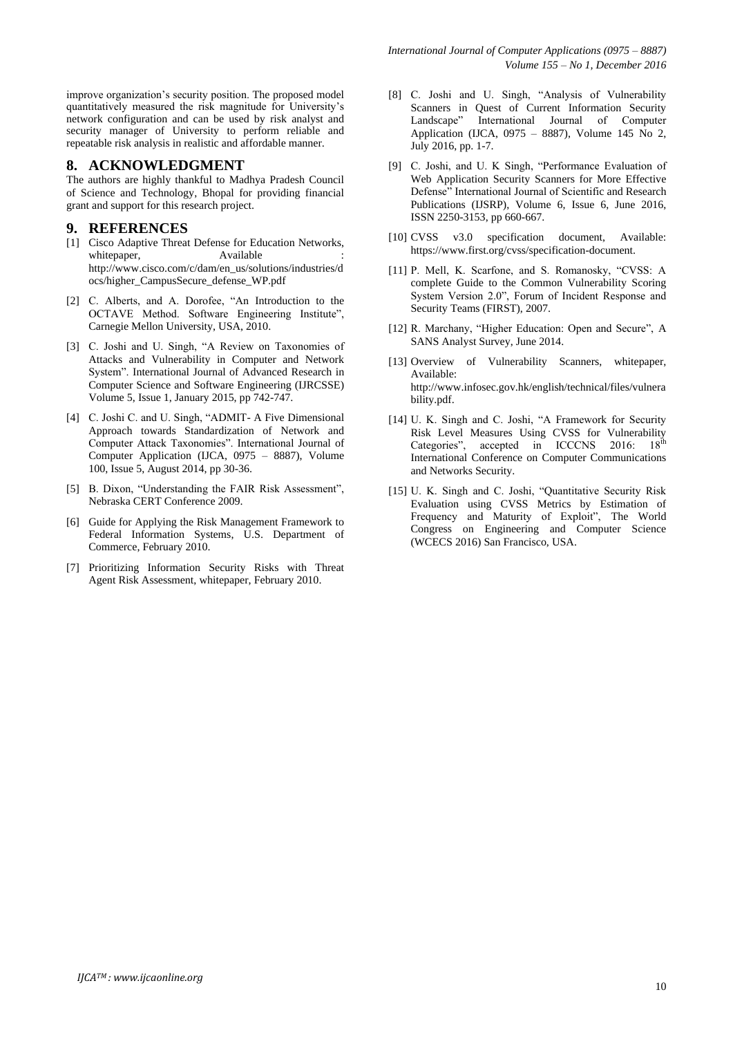improve organization's security position. The proposed model quantitatively measured the risk magnitude for University's network configuration and can be used by risk analyst and security manager of University to perform reliable and repeatable risk analysis in realistic and affordable manner.

## 8. ACKNOWLEDGMENT

The authors are highly thankful to Madhya Pradesh Council of Science and Technology, Bhopal for providing financial grant and support for this research project.

## 9. REFERENCES

[1] Cisco Adaptive Threat Defense for Education Networks, whitepaper, Available : http://www.cisco.com/c/dam/en_us/solutions/industries/docs/higher_CampusSecure_defense_WP.pdf

[2] C. Alberts, and A. Dorofee, "An Introduction to the OCTAVE Method. Software Engineering Institute", Carnegie Mellon University, USA, 2010.

[3] C. Joshi and U. Singh, "A Review on Taxonomies of Attacks and Vulnerability in Computer and Network System". International Journal of Advanced Research in Computer Science and Software Engineering (IJRCSSE) Volume 5, Issue 1, January 2015, pp 742-747.

[4] C. Joshi C. and U. Singh, "ADMIT- A Five Dimensional Approach towards Standardization of Network and Computer Attack Taxonomies". International Journal of Computer Application (IJCA, 0975 – 8887), Volume 100, Issue 5, August 2014, pp 30-36.

[5] B. Dixon, "Understanding the FAIR Risk Assessment", Nebraska CERT Conference 2009.

[6] Guide for Applying the Risk Management Framework to Federal Information Systems, U.S. Department of Commerce, February 2010.

[7] Prioritizing Information Security Risks with Threat Agent Risk Assessment, whitepaper, February 2010.

[8] C. Joshi and U. Singh, "Analysis of Vulnerability Scanners in Quest of Current Information Security Landscape" International Journal of Computer Application (IJCA, 0975 – 8887), Volume 145 No 2, July 2016, pp. 1-7.

[9] C. Joshi, and U. K Singh, "Performance Evaluation of Web Application Security Scanners for More Effective Defense" International Journal of Scientific and Research Publications (IJSRP), Volume 6, Issue 6, June 2016, ISSN 2250-3153, pp 660-667.

[10] CVSS v3.0 specification document, Available: https://www.first.org/cvss/specification-document.

[11] P. Mell, K. Scarfone, and S. Romanosky, "CVSS: A complete Guide to the Common Vulnerability Scoring System Version 2.0", Forum of Incident Response and Security Teams (FIRST), 2007.

[12] R. Marchany, "Higher Education: Open and Secure", A SANS Analyst Survey, June 2014.

[13] Overview of Vulnerability Scanners, whitepaper, Available: http://www.infosec.gov.hk/english/technical/files/vulnerability.pdf.

[14] U. K. Singh and C. Joshi, "A Framework for Security Risk Level Measures Using CVSS for Vulnerability Categories", accepted in ICCCNS 2016: 18th International Conference on Computer Communications and Networks Security.

[15] U. K. Singh and C. Joshi, "Quantitative Security Risk Evaluation using CVSS Metrics by Estimation of Frequency and Maturity of Exploit", The World Congress on Engineering and Computer Science (WCECS 2016) San Francisco, USA.